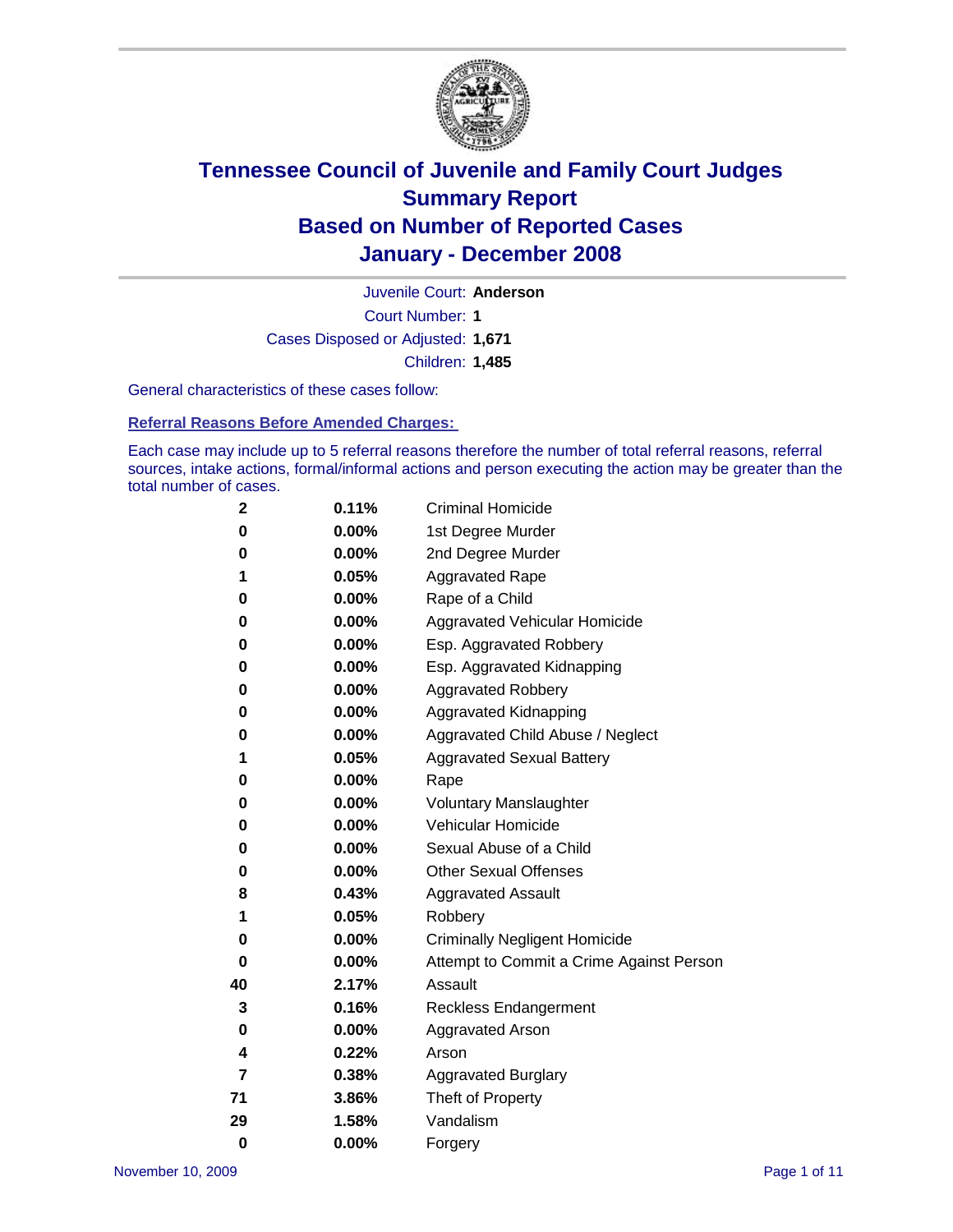# Tennessee Council of Juvenile and Family Court Judges
# Summary Report
# Based on Number of Reported Cases
# January - December 2008

Juvenile Court: **Anderson**

Court Number: **1**

Cases Disposed or Adjusted: **1,671**

Children: **1,485**

General characteristics of these cases follow:

## Referral Reasons Before Amended Charges:

Each case may include up to 5 referral reasons therefore the number of total referral reasons, referral sources, intake actions, formal/informal actions and person executing the action may be greater than the total number of cases.

| Count | Percent | Referral Reason |
|---|---|---|
| 2 | 0.11% | Criminal Homicide |
| 0 | 0.00% | 1st Degree Murder |
| 0 | 0.00% | 2nd Degree Murder |
| 1 | 0.05% | Aggravated Rape |
| 0 | 0.00% | Rape of a Child |
| 0 | 0.00% | Aggravated Vehicular Homicide |
| 0 | 0.00% | Esp. Aggravated Robbery |
| 0 | 0.00% | Esp. Aggravated Kidnapping |
| 0 | 0.00% | Aggravated Robbery |
| 0 | 0.00% | Aggravated Kidnapping |
| 0 | 0.00% | Aggravated Child Abuse / Neglect |
| 1 | 0.05% | Aggravated Sexual Battery |
| 0 | 0.00% | Rape |
| 0 | 0.00% | Voluntary Manslaughter |
| 0 | 0.00% | Vehicular Homicide |
| 0 | 0.00% | Sexual Abuse of a Child |
| 0 | 0.00% | Other Sexual Offenses |
| 8 | 0.43% | Aggravated Assault |
| 1 | 0.05% | Robbery |
| 0 | 0.00% | Criminally Negligent Homicide |
| 0 | 0.00% | Attempt to Commit a Crime Against Person |
| 40 | 2.17% | Assault |
| 3 | 0.16% | Reckless Endangerment |
| 0 | 0.00% | Aggravated Arson |
| 4 | 0.22% | Arson |
| 7 | 0.38% | Aggravated Burglary |
| 71 | 3.86% | Theft of Property |
| 29 | 1.58% | Vandalism |
| 0 | 0.00% | Forgery |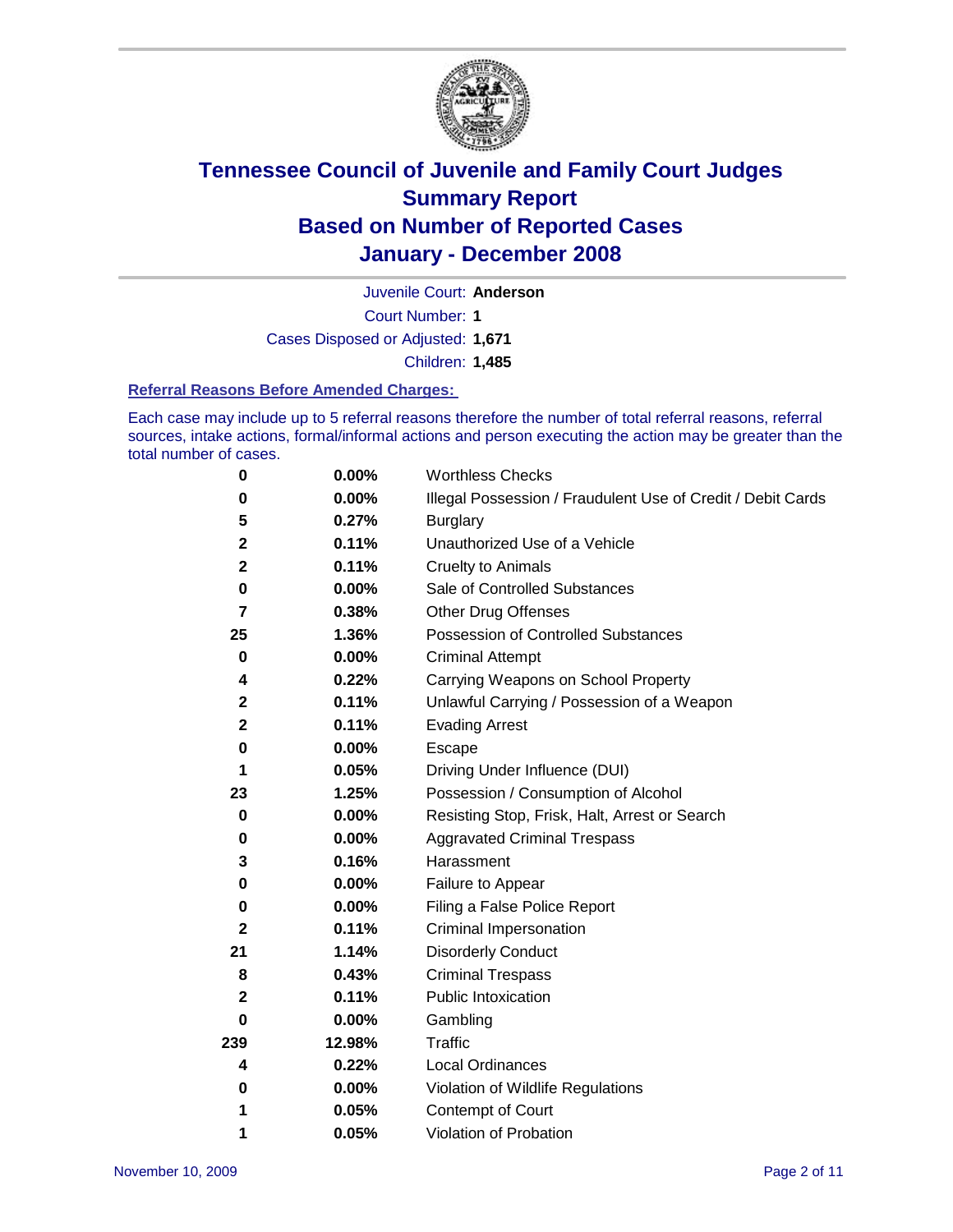# Tennessee Council of Juvenile and Family Court Judges Summary Report Based on Number of Reported Cases January - December 2008

Juvenile Court: **Anderson**

Court Number: **1**

Cases Disposed or Adjusted: **1,671**

Children: **1,485**

### Referral Reasons Before Amended Charges:

Each case may include up to 5 referral reasons therefore the number of total referral reasons, referral sources, intake actions, formal/informal actions and person executing the action may be greater than the total number of cases.

| | | |
|---|---|---|
| **0** | **0.00%** | Worthless Checks |
| **0** | **0.00%** | Illegal Possession / Fraudulent Use of Credit / Debit Cards |
| **5** | **0.27%** | Burglary |
| **2** | **0.11%** | Unauthorized Use of a Vehicle |
| **2** | **0.11%** | Cruelty to Animals |
| **0** | **0.00%** | Sale of Controlled Substances |
| **7** | **0.38%** | Other Drug Offenses |
| **25** | **1.36%** | Possession of Controlled Substances |
| **0** | **0.00%** | Criminal Attempt |
| **4** | **0.22%** | Carrying Weapons on School Property |
| **2** | **0.11%** | Unlawful Carrying / Possession of a Weapon |
| **2** | **0.11%** | Evading Arrest |
| **0** | **0.00%** | Escape |
| **1** | **0.05%** | Driving Under Influence (DUI) |
| **23** | **1.25%** | Possession / Consumption of Alcohol |
| **0** | **0.00%** | Resisting Stop, Frisk, Halt, Arrest or Search |
| **0** | **0.00%** | Aggravated Criminal Trespass |
| **3** | **0.16%** | Harassment |
| **0** | **0.00%** | Failure to Appear |
| **0** | **0.00%** | Filing a False Police Report |
| **2** | **0.11%** | Criminal Impersonation |
| **21** | **1.14%** | Disorderly Conduct |
| **8** | **0.43%** | Criminal Trespass |
| **2** | **0.11%** | Public Intoxication |
| **0** | **0.00%** | Gambling |
| **239** | **12.98%** | Traffic |
| **4** | **0.22%** | Local Ordinances |
| **0** | **0.00%** | Violation of Wildlife Regulations |
| **1** | **0.05%** | Contempt of Court |
| **1** | **0.05%** | Violation of Probation |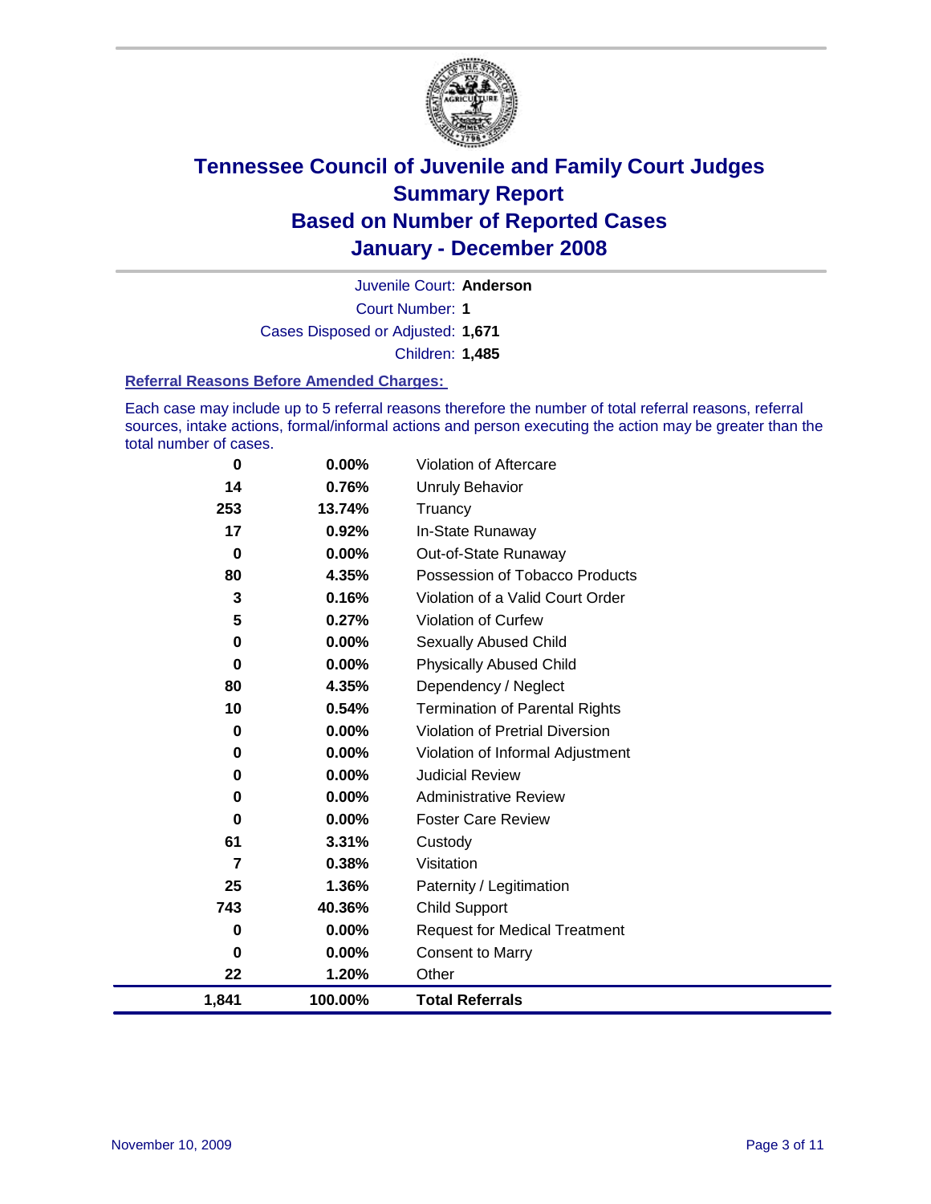# Tennessee Council of Juvenile and Family Court Judges
## Summary Report
## Based on Number of Reported Cases
## January - December 2008

Juvenile Court: **Anderson**

Court Number: **1**

Cases Disposed or Adjusted: **1,671**

Children: **1,485**

### Referral Reasons Before Amended Charges:

Each case may include up to 5 referral reasons therefore the number of total referral reasons, referral sources, intake actions, formal/informal actions and person executing the action may be greater than the total number of cases.

| Count | Percent | Referral Reason |
|---|---|---|
| 0 | 0.00% | Violation of Aftercare |
| 14 | 0.76% | Unruly Behavior |
| 253 | 13.74% | Truancy |
| 17 | 0.92% | In-State Runaway |
| 0 | 0.00% | Out-of-State Runaway |
| 80 | 4.35% | Possession of Tobacco Products |
| 3 | 0.16% | Violation of a Valid Court Order |
| 5 | 0.27% | Violation of Curfew |
| 0 | 0.00% | Sexually Abused Child |
| 0 | 0.00% | Physically Abused Child |
| 80 | 4.35% | Dependency / Neglect |
| 10 | 0.54% | Termination of Parental Rights |
| 0 | 0.00% | Violation of Pretrial Diversion |
| 0 | 0.00% | Violation of Informal Adjustment |
| 0 | 0.00% | Judicial Review |
| 0 | 0.00% | Administrative Review |
| 0 | 0.00% | Foster Care Review |
| 61 | 3.31% | Custody |
| 7 | 0.38% | Visitation |
| 25 | 1.36% | Paternity / Legitimation |
| 743 | 40.36% | Child Support |
| 0 | 0.00% | Request for Medical Treatment |
| 0 | 0.00% | Consent to Marry |
| 22 | 1.20% | Other |
| **1,841** | **100.00%** | **Total Referrals** |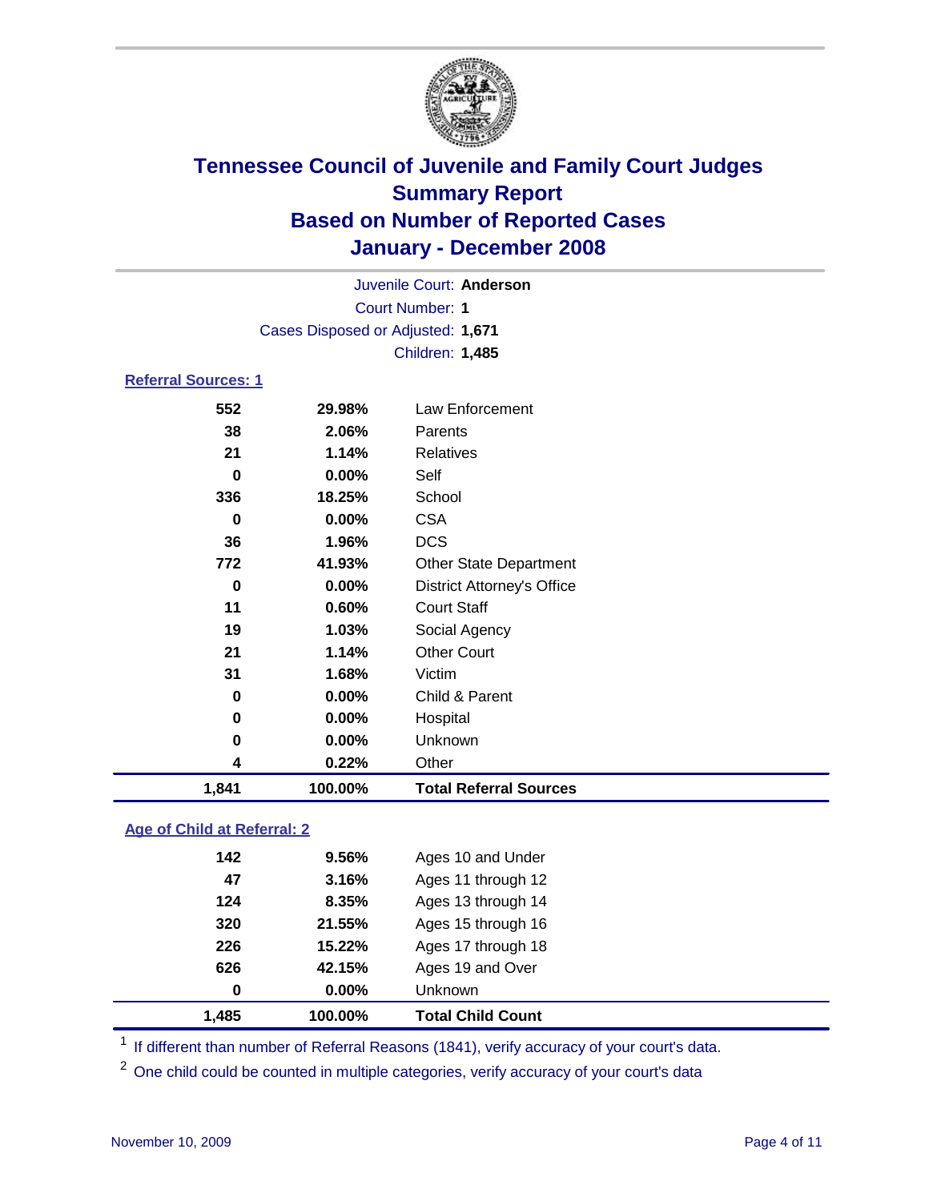# Tennessee Council of Juvenile and Family Court Judges
## Summary Report
## Based on Number of Reported Cases
## January - December 2008

Juvenile Court: **Anderson**

Court Number: **1**

Cases Disposed or Adjusted: **1,671**

Children: **1,485**

### Referral Sources: 1

| | | |
|---|---|---|
| 552 | 29.98% | Law Enforcement |
| 38 | 2.06% | Parents |
| 21 | 1.14% | Relatives |
| 0 | 0.00% | Self |
| 336 | 18.25% | School |
| 0 | 0.00% | CSA |
| 36 | 1.96% | DCS |
| 772 | 41.93% | Other State Department |
| 0 | 0.00% | District Attorney's Office |
| 11 | 0.60% | Court Staff |
| 19 | 1.03% | Social Agency |
| 21 | 1.14% | Other Court |
| 31 | 1.68% | Victim |
| 0 | 0.00% | Child & Parent |
| 0 | 0.00% | Hospital |
| 0 | 0.00% | Unknown |
| 4 | 0.22% | Other |
| **1,841** | **100.00%** | **Total Referral Sources** |

### Age of Child at Referral: 2

| | | |
|---|---|---|
| 142 | 9.56% | Ages 10 and Under |
| 47 | 3.16% | Ages 11 through 12 |
| 124 | 8.35% | Ages 13 through 14 |
| 320 | 21.55% | Ages 15 through 16 |
| 226 | 15.22% | Ages 17 through 18 |
| 626 | 42.15% | Ages 19 and Over |
| 0 | 0.00% | Unknown |
| **1,485** | **100.00%** | **Total Child Count** |

[1] If different than number of Referral Reasons (1841), verify accuracy of your court's data.

[2] One child could be counted in multiple categories, verify accuracy of your court's data

November 10, 2009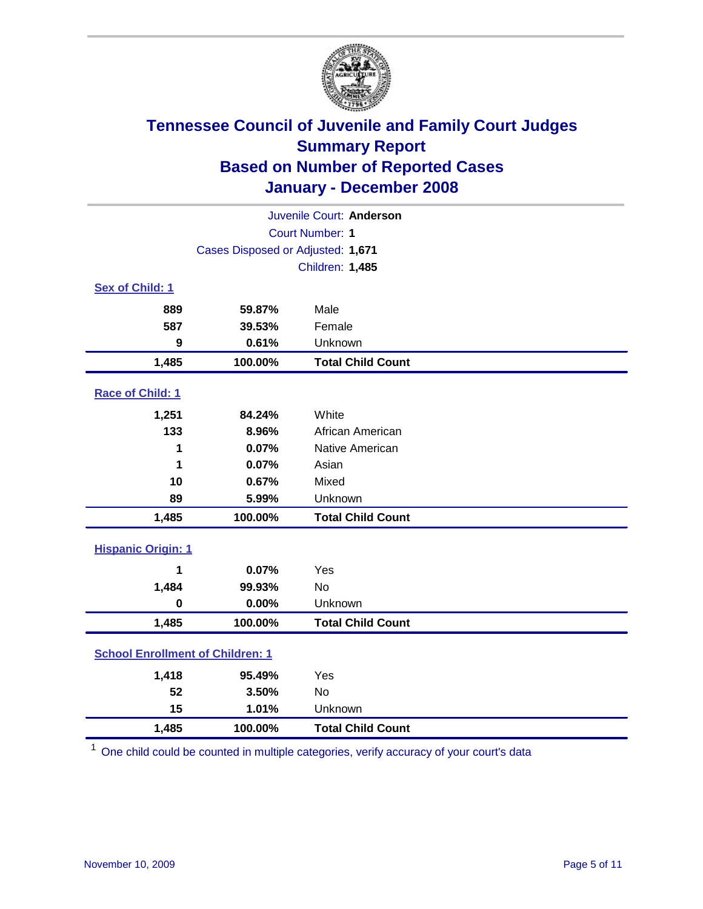# Tennessee Council of Juvenile and Family Court Judges
## Summary Report
## Based on Number of Reported Cases
## January - December 2008

Juvenile Court: **Anderson**
Court Number: **1**
Cases Disposed or Adjusted: **1,671**
Children: **1,485**

### Sex of Child: 1

| Count | Percent | Category |
|---|---|---|
| 889 | 59.87% | Male |
| 587 | 39.53% | Female |
| 9 | 0.61% | Unknown |
| **1,485** | **100.00%** | **Total Child Count** |

### Race of Child: 1

| Count | Percent | Category |
|---|---|---|
| 1,251 | 84.24% | White |
| 133 | 8.96% | African American |
| 1 | 0.07% | Native American |
| 1 | 0.07% | Asian |
| 10 | 0.67% | Mixed |
| 89 | 5.99% | Unknown |
| **1,485** | **100.00%** | **Total Child Count** |

### Hispanic Origin: 1

| Count | Percent | Category |
|---|---|---|
| 1 | 0.07% | Yes |
| 1,484 | 99.93% | No |
| 0 | 0.00% | Unknown |
| **1,485** | **100.00%** | **Total Child Count** |

### School Enrollment of Children: 1

| Count | Percent | Category |
|---|---|---|
| 1,418 | 95.49% | Yes |
| 52 | 3.50% | No |
| 15 | 1.01% | Unknown |
| **1,485** | **100.00%** | **Total Child Count** |

[1] One child could be counted in multiple categories, verify accuracy of your court's data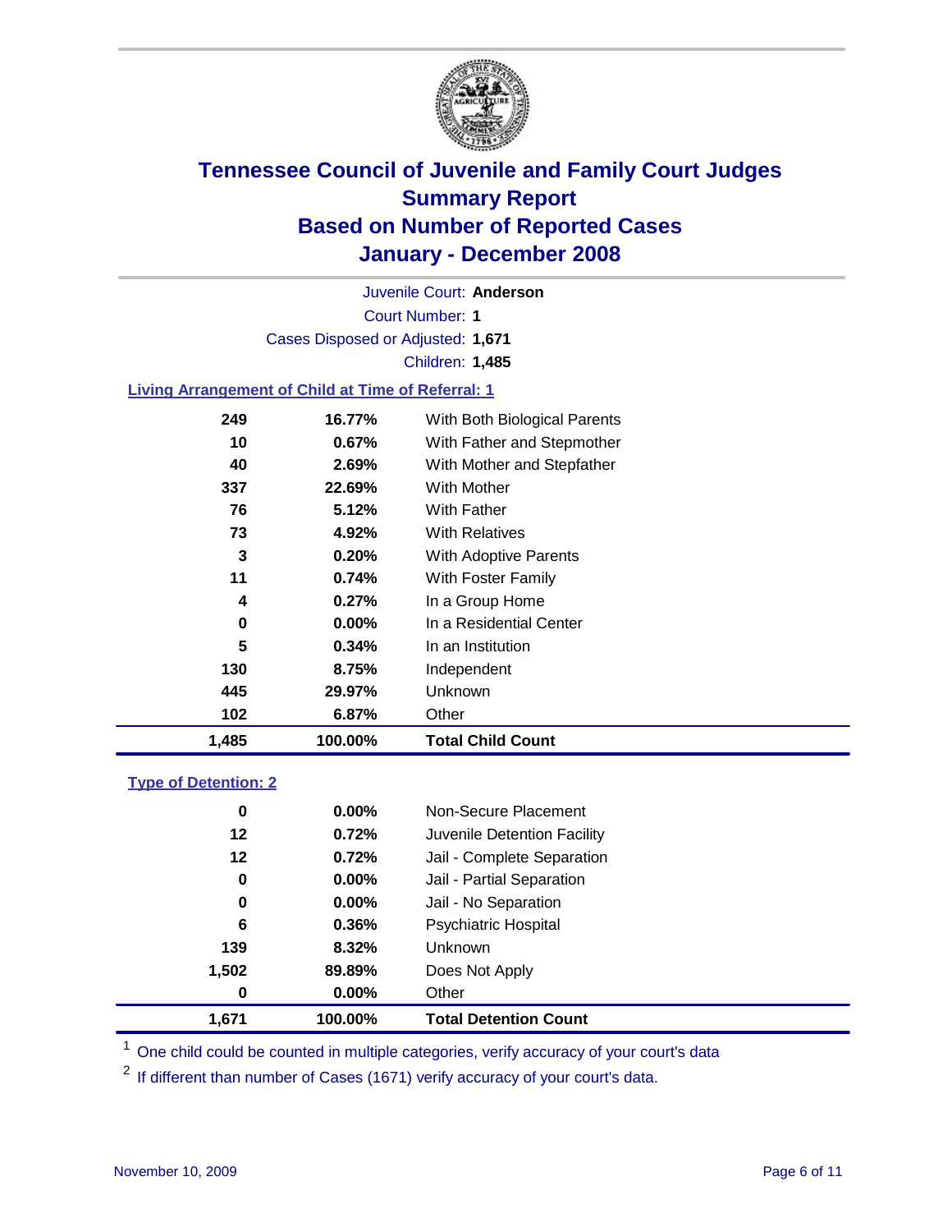# Tennessee Council of Juvenile and Family Court Judges
## Summary Report
## Based on Number of Reported Cases
## January - December 2008

Juvenile Court: **Anderson**

Court Number: **1**

Cases Disposed or Adjusted: **1,671**

Children: **1,485**

### Living Arrangement of Child at Time of Referral: 1

| Count | Percent | Category |
|---|---|---|
| 249 | 16.77% | With Both Biological Parents |
| 10 | 0.67% | With Father and Stepmother |
| 40 | 2.69% | With Mother and Stepfather |
| 337 | 22.69% | With Mother |
| 76 | 5.12% | With Father |
| 73 | 4.92% | With Relatives |
| 3 | 0.20% | With Adoptive Parents |
| 11 | 0.74% | With Foster Family |
| 4 | 0.27% | In a Group Home |
| 0 | 0.00% | In a Residential Center |
| 5 | 0.34% | In an Institution |
| 130 | 8.75% | Independent |
| 445 | 29.97% | Unknown |
| 102 | 6.87% | Other |
| **1,485** | **100.00%** | **Total Child Count** |

### Type of Detention: 2

| Count | Percent | Category |
|---|---|---|
| 0 | 0.00% | Non-Secure Placement |
| 12 | 0.72% | Juvenile Detention Facility |
| 12 | 0.72% | Jail - Complete Separation |
| 0 | 0.00% | Jail - Partial Separation |
| 0 | 0.00% | Jail - No Separation |
| 6 | 0.36% | Psychiatric Hospital |
| 139 | 8.32% | Unknown |
| 1,502 | 89.89% | Does Not Apply |
| 0 | 0.00% | Other |
| **1,671** | **100.00%** | **Total Detention Count** |

[1] One child could be counted in multiple categories, verify accuracy of your court's data

[2] If different than number of Cases (1671) verify accuracy of your court's data.

November 10, 2009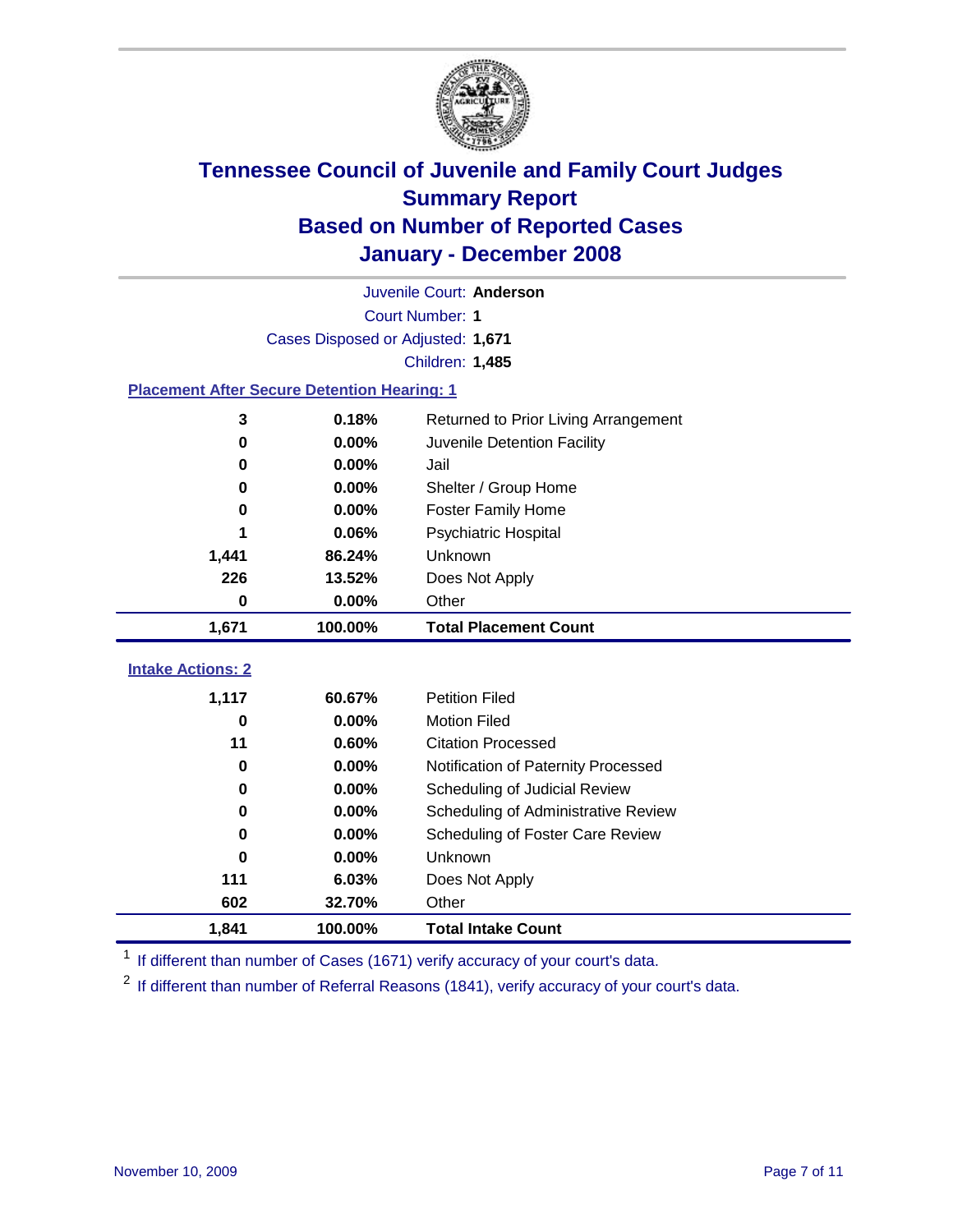# Tennessee Council of Juvenile and Family Court Judges
## Summary Report
## Based on Number of Reported Cases
## January - December 2008

Juvenile Court: **Anderson**
Court Number: **1**
Cases Disposed or Adjusted: **1,671**
Children: **1,485**

### Placement After Secure Detention Hearing: 1

| | | |
|---|---|---|
| 3 | 0.18% | Returned to Prior Living Arrangement |
| 0 | 0.00% | Juvenile Detention Facility |
| 0 | 0.00% | Jail |
| 0 | 0.00% | Shelter / Group Home |
| 0 | 0.00% | Foster Family Home |
| 1 | 0.06% | Psychiatric Hospital |
| 1,441 | 86.24% | Unknown |
| 226 | 13.52% | Does Not Apply |
| 0 | 0.00% | Other |
| **1,671** | **100.00%** | **Total Placement Count** |

### Intake Actions: 2

| | | |
|---|---|---|
| 1,117 | 60.67% | Petition Filed |
| 0 | 0.00% | Motion Filed |
| 11 | 0.60% | Citation Processed |
| 0 | 0.00% | Notification of Paternity Processed |
| 0 | 0.00% | Scheduling of Judicial Review |
| 0 | 0.00% | Scheduling of Administrative Review |
| 0 | 0.00% | Scheduling of Foster Care Review |
| 0 | 0.00% | Unknown |
| 111 | 6.03% | Does Not Apply |
| 602 | 32.70% | Other |
| **1,841** | **100.00%** | **Total Intake Count** |

[1] If different than number of Cases (1671) verify accuracy of your court's data.

[2] If different than number of Referral Reasons (1841), verify accuracy of your court's data.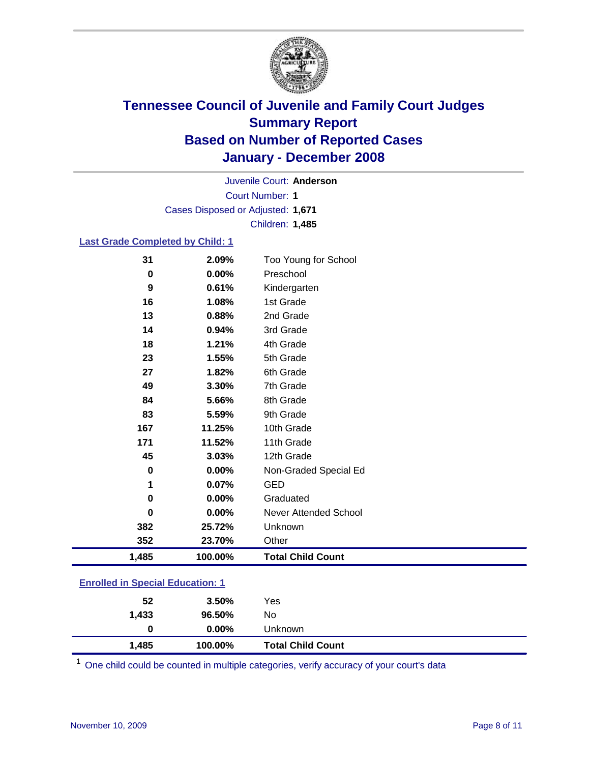# Tennessee Council of Juvenile and Family Court Judges
## Summary Report
## Based on Number of Reported Cases
## January - December 2008

Juvenile Court: **Anderson**

Court Number: **1**

Cases Disposed or Adjusted: **1,671**

Children: **1,485**

### Last Grade Completed by Child: 1

| | | |
|---|---|---|
| 31 | 2.09% | Too Young for School |
| 0 | 0.00% | Preschool |
| 9 | 0.61% | Kindergarten |
| 16 | 1.08% | 1st Grade |
| 13 | 0.88% | 2nd Grade |
| 14 | 0.94% | 3rd Grade |
| 18 | 1.21% | 4th Grade |
| 23 | 1.55% | 5th Grade |
| 27 | 1.82% | 6th Grade |
| 49 | 3.30% | 7th Grade |
| 84 | 5.66% | 8th Grade |
| 83 | 5.59% | 9th Grade |
| 167 | 11.25% | 10th Grade |
| 171 | 11.52% | 11th Grade |
| 45 | 3.03% | 12th Grade |
| 0 | 0.00% | Non-Graded Special Ed |
| 1 | 0.07% | GED |
| 0 | 0.00% | Graduated |
| 0 | 0.00% | Never Attended School |
| 382 | 25.72% | Unknown |
| 352 | 23.70% | Other |
| **1,485** | **100.00%** | **Total Child Count** |

### Enrolled in Special Education: 1

| | | |
|---|---|---|
| 52 | 3.50% | Yes |
| 1,433 | 96.50% | No |
| 0 | 0.00% | Unknown |
| **1,485** | **100.00%** | **Total Child Count** |

[1] One child could be counted in multiple categories, verify accuracy of your court's data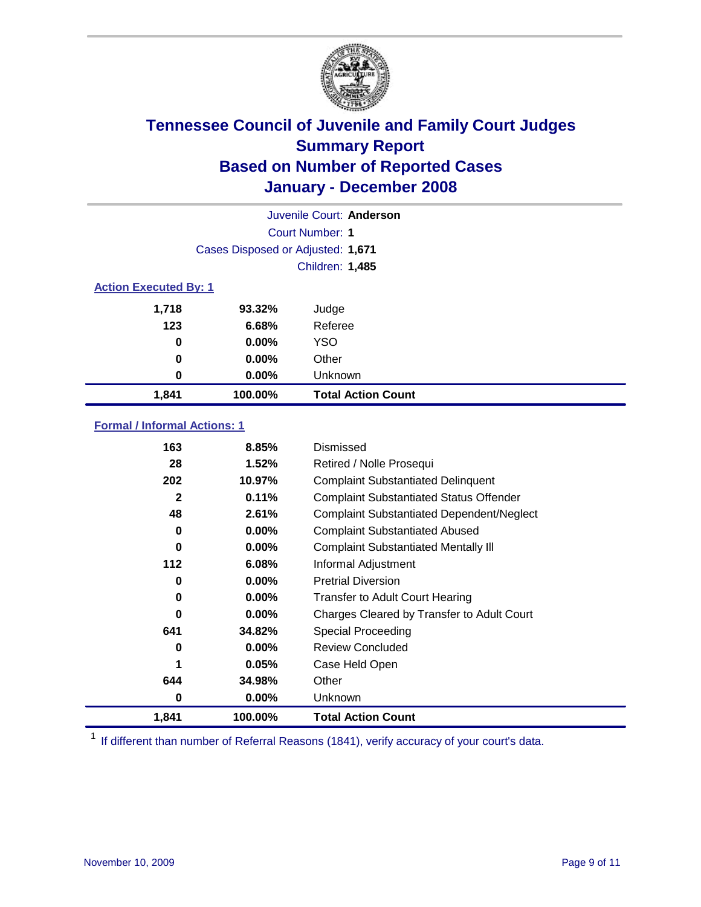# Tennessee Council of Juvenile and Family Court Judges
## Summary Report
## Based on Number of Reported Cases
## January - December 2008

Juvenile Court: **Anderson**

Court Number: **1**

Cases Disposed or Adjusted: **1,671**

Children: **1,485**

### Action Executed By: 1

| | | |
|---|---|---|
| 1,718 | 93.32% | Judge |
| 123 | 6.68% | Referee |
| 0 | 0.00% | YSO |
| 0 | 0.00% | Other |
| 0 | 0.00% | Unknown |
| **1,841** | **100.00%** | **Total Action Count** |

### Formal / Informal Actions: 1

| | | |
|---|---|---|
| 163 | 8.85% | Dismissed |
| 28 | 1.52% | Retired / Nolle Prosequi |
| 202 | 10.97% | Complaint Substantiated Delinquent |
| 2 | 0.11% | Complaint Substantiated Status Offender |
| 48 | 2.61% | Complaint Substantiated Dependent/Neglect |
| 0 | 0.00% | Complaint Substantiated Abused |
| 0 | 0.00% | Complaint Substantiated Mentally Ill |
| 112 | 6.08% | Informal Adjustment |
| 0 | 0.00% | Pretrial Diversion |
| 0 | 0.00% | Transfer to Adult Court Hearing |
| 0 | 0.00% | Charges Cleared by Transfer to Adult Court |
| 641 | 34.82% | Special Proceeding |
| 0 | 0.00% | Review Concluded |
| 1 | 0.05% | Case Held Open |
| 644 | 34.98% | Other |
| 0 | 0.00% | Unknown |
| **1,841** | **100.00%** | **Total Action Count** |

[1] If different than number of Referral Reasons (1841), verify accuracy of your court's data.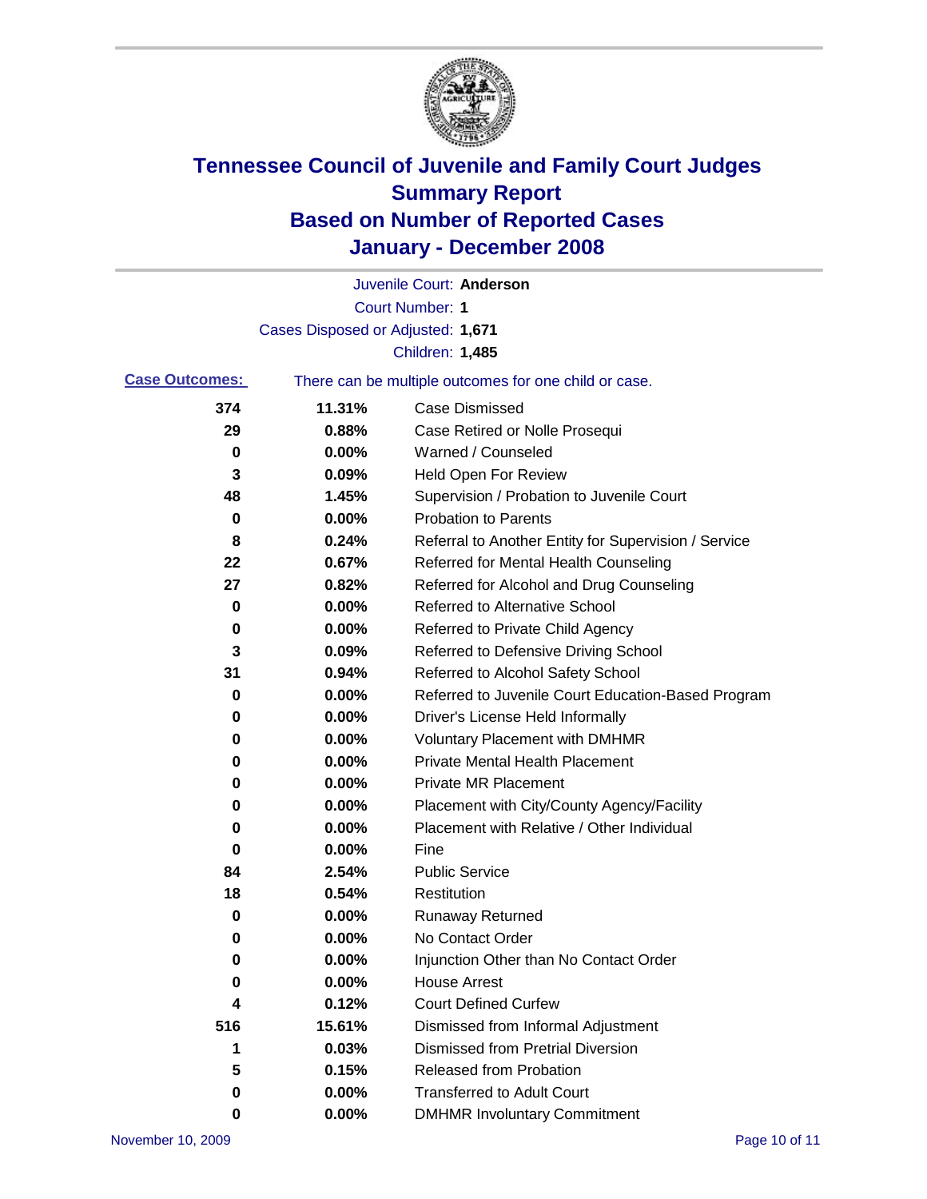# Tennessee Council of Juvenile and Family Court Judges
## Summary Report
## Based on Number of Reported Cases
## January - December 2008

Juvenile Court: **Anderson**

Court Number: **1**

Cases Disposed or Adjusted: **1,671**

Children: **1,485**

**Case Outcomes:** There can be multiple outcomes for one child or case.

| Count | Percent | Outcome |
|---|---|---|
| 374 | 11.31% | Case Dismissed |
| 29 | 0.88% | Case Retired or Nolle Prosequi |
| 0 | 0.00% | Warned / Counseled |
| 3 | 0.09% | Held Open For Review |
| 48 | 1.45% | Supervision / Probation to Juvenile Court |
| 0 | 0.00% | Probation to Parents |
| 8 | 0.24% | Referral to Another Entity for Supervision / Service |
| 22 | 0.67% | Referred for Mental Health Counseling |
| 27 | 0.82% | Referred for Alcohol and Drug Counseling |
| 0 | 0.00% | Referred to Alternative School |
| 0 | 0.00% | Referred to Private Child Agency |
| 3 | 0.09% | Referred to Defensive Driving School |
| 31 | 0.94% | Referred to Alcohol Safety School |
| 0 | 0.00% | Referred to Juvenile Court Education-Based Program |
| 0 | 0.00% | Driver's License Held Informally |
| 0 | 0.00% | Voluntary Placement with DMHMR |
| 0 | 0.00% | Private Mental Health Placement |
| 0 | 0.00% | Private MR Placement |
| 0 | 0.00% | Placement with City/County Agency/Facility |
| 0 | 0.00% | Placement with Relative / Other Individual |
| 0 | 0.00% | Fine |
| 84 | 2.54% | Public Service |
| 18 | 0.54% | Restitution |
| 0 | 0.00% | Runaway Returned |
| 0 | 0.00% | No Contact Order |
| 0 | 0.00% | Injunction Other than No Contact Order |
| 0 | 0.00% | House Arrest |
| 4 | 0.12% | Court Defined Curfew |
| 516 | 15.61% | Dismissed from Informal Adjustment |
| 1 | 0.03% | Dismissed from Pretrial Diversion |
| 5 | 0.15% | Released from Probation |
| 0 | 0.00% | Transferred to Adult Court |
| 0 | 0.00% | DMHMR Involuntary Commitment |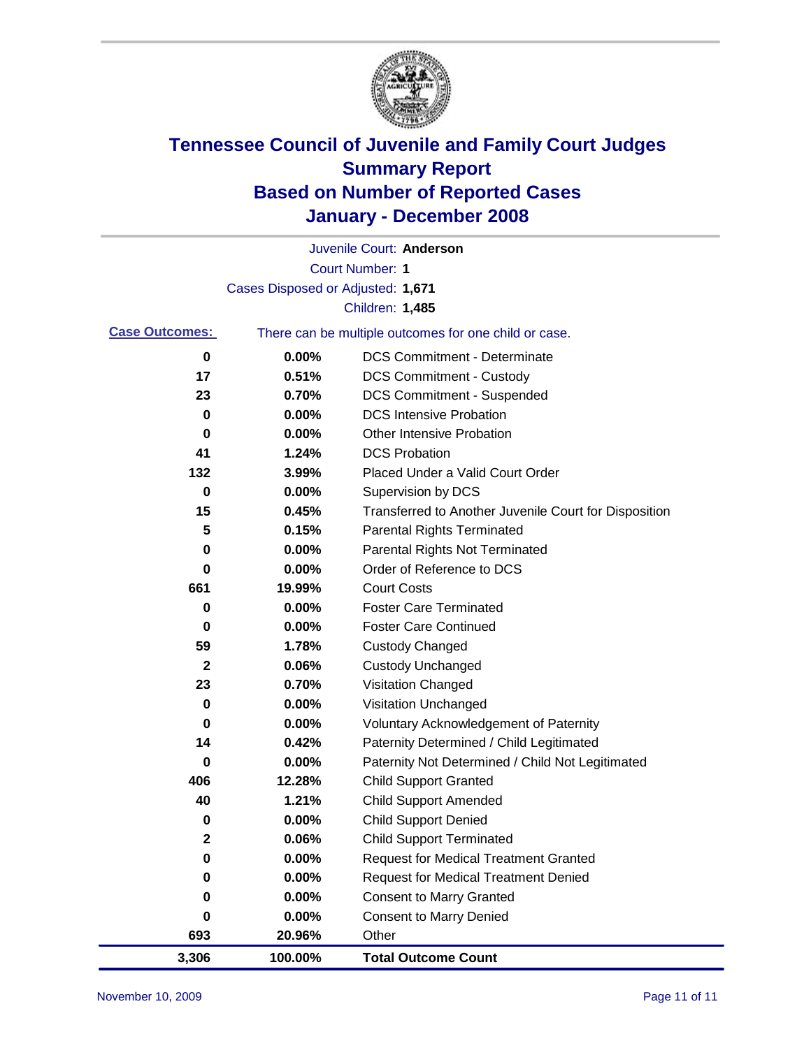# Tennessee Council of Juvenile and Family Court Judges
# Summary Report
# Based on Number of Reported Cases
# January - December 2008

Juvenile Court: **Anderson**

Court Number: **1**

Cases Disposed or Adjusted: **1,671**

Children: **1,485**

**Case Outcomes:** There can be multiple outcomes for one child or case.

| | | |
|---|---|---|
| 0 | 0.00% | DCS Commitment - Determinate |
| 17 | 0.51% | DCS Commitment - Custody |
| 23 | 0.70% | DCS Commitment - Suspended |
| 0 | 0.00% | DCS Intensive Probation |
| 0 | 0.00% | Other Intensive Probation |
| 41 | 1.24% | DCS Probation |
| 132 | 3.99% | Placed Under a Valid Court Order |
| 0 | 0.00% | Supervision by DCS |
| 15 | 0.45% | Transferred to Another Juvenile Court for Disposition |
| 5 | 0.15% | Parental Rights Terminated |
| 0 | 0.00% | Parental Rights Not Terminated |
| 0 | 0.00% | Order of Reference to DCS |
| 661 | 19.99% | Court Costs |
| 0 | 0.00% | Foster Care Terminated |
| 0 | 0.00% | Foster Care Continued |
| 59 | 1.78% | Custody Changed |
| 2 | 0.06% | Custody Unchanged |
| 23 | 0.70% | Visitation Changed |
| 0 | 0.00% | Visitation Unchanged |
| 0 | 0.00% | Voluntary Acknowledgement of Paternity |
| 14 | 0.42% | Paternity Determined / Child Legitimated |
| 0 | 0.00% | Paternity Not Determined / Child Not Legitimated |
| 406 | 12.28% | Child Support Granted |
| 40 | 1.21% | Child Support Amended |
| 0 | 0.00% | Child Support Denied |
| 2 | 0.06% | Child Support Terminated |
| 0 | 0.00% | Request for Medical Treatment Granted |
| 0 | 0.00% | Request for Medical Treatment Denied |
| 0 | 0.00% | Consent to Marry Granted |
| 0 | 0.00% | Consent to Marry Denied |
| 693 | 20.96% | Other |
| **3,306** | **100.00%** | **Total Outcome Count** |